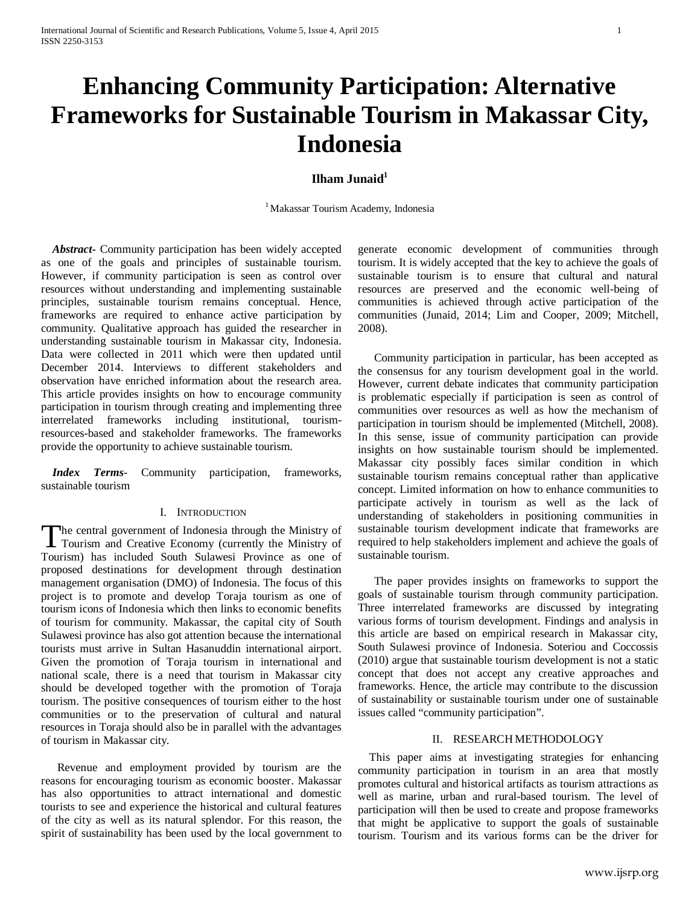# Enhancing Community Participation: Alternative Frameworks for Sustainable Tourism in Makassar City, Indonesia

**Ilham Junaid**[1]

[1] Makassar Tourism Academy, Indonesia

***Abstract-*** Community participation has been widely accepted as one of the goals and principles of sustainable tourism. However, if community participation is seen as control over resources without understanding and implementing sustainable principles, sustainable tourism remains conceptual. Hence, frameworks are required to enhance active participation by community. Qualitative approach has guided the researcher in understanding sustainable tourism in Makassar city, Indonesia. Data were collected in 2011 which were then updated until December 2014. Interviews to different stakeholders and observation have enriched information about the research area. This article provides insights on how to encourage community participation in tourism through creating and implementing three interrelated frameworks including institutional, tourism-resources-based and stakeholder frameworks. The frameworks provide the opportunity to achieve sustainable tourism.

***Index Terms*-** Community participation, frameworks, sustainable tourism

## I. Introduction

The central government of Indonesia through the Ministry of Tourism and Creative Economy (currently the Ministry of Tourism) has included South Sulawesi Province as one of proposed destinations for development through destination management organisation (DMO) of Indonesia. The focus of this project is to promote and develop Toraja tourism as one of tourism icons of Indonesia which then links to economic benefits of tourism for community. Makassar, the capital city of South Sulawesi province has also got attention because the international tourists must arrive in Sultan Hasanuddin international airport. Given the promotion of Toraja tourism in international and national scale, there is a need that tourism in Makassar city should be developed together with the promotion of Toraja tourism. The positive consequences of tourism either to the host communities or to the preservation of cultural and natural resources in Toraja should also be in parallel with the advantages of tourism in Makassar city.

Revenue and employment provided by tourism are the reasons for encouraging tourism as economic booster. Makassar has also opportunities to attract international and domestic tourists to see and experience the historical and cultural features of the city as well as its natural splendor. For this reason, the spirit of sustainability has been used by the local government to generate economic development of communities through tourism. It is widely accepted that the key to achieve the goals of sustainable tourism is to ensure that cultural and natural resources are preserved and the economic well-being of communities is achieved through active participation of the communities (Junaid, 2014; Lim and Cooper, 2009; Mitchell, 2008).

Community participation in particular, has been accepted as the consensus for any tourism development goal in the world. However, current debate indicates that community participation is problematic especially if participation is seen as control of communities over resources as well as how the mechanism of participation in tourism should be implemented (Mitchell, 2008). In this sense, issue of community participation can provide insights on how sustainable tourism should be implemented. Makassar city possibly faces similar condition in which sustainable tourism remains conceptual rather than applicative concept. Limited information on how to enhance communities to participate actively in tourism as well as the lack of understanding of stakeholders in positioning communities in sustainable tourism development indicate that frameworks are required to help stakeholders implement and achieve the goals of sustainable tourism.

The paper provides insights on frameworks to support the goals of sustainable tourism through community participation. Three interrelated frameworks are discussed by integrating various forms of tourism development. Findings and analysis in this article are based on empirical research in Makassar city, South Sulawesi province of Indonesia. Soteriou and Coccossis (2010) argue that sustainable tourism development is not a static concept that does not accept any creative approaches and frameworks. Hence, the article may contribute to the discussion of sustainability or sustainable tourism under one of sustainable issues called "community participation".

## II. Research Methodology

This paper aims at investigating strategies for enhancing community participation in tourism in an area that mostly promotes cultural and historical artifacts as tourism attractions as well as marine, urban and rural-based tourism. The level of participation will then be used to create and propose frameworks that might be applicative to support the goals of sustainable tourism. Tourism and its various forms can be the driver for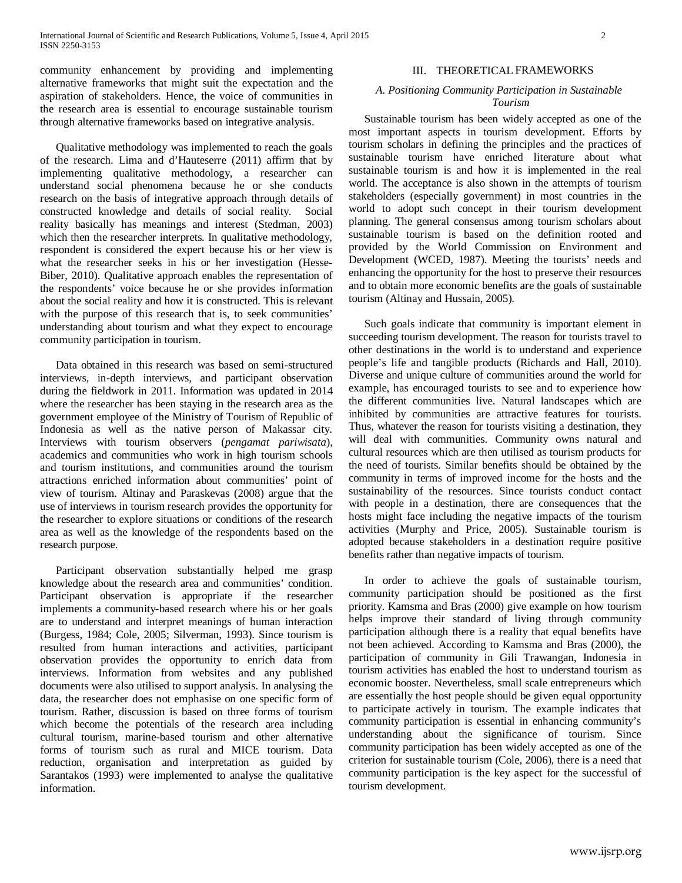community enhancement by providing and implementing alternative frameworks that might suit the expectation and the aspiration of stakeholders. Hence, the voice of communities in the research area is essential to encourage sustainable tourism through alternative frameworks based on integrative analysis.

Qualitative methodology was implemented to reach the goals of the research. Lima and d'Hauteserre (2011) affirm that by implementing qualitative methodology, a researcher can understand social phenomena because he or she conducts research on the basis of integrative approach through details of constructed knowledge and details of social reality. Social reality basically has meanings and interest (Stedman, 2003) which then the researcher interprets. In qualitative methodology, respondent is considered the expert because his or her view is what the researcher seeks in his or her investigation (Hesse-Biber, 2010). Qualitative approach enables the representation of the respondents' voice because he or she provides information about the social reality and how it is constructed. This is relevant with the purpose of this research that is, to seek communities' understanding about tourism and what they expect to encourage community participation in tourism.

Data obtained in this research was based on semi-structured interviews, in-depth interviews, and participant observation during the fieldwork in 2011. Information was updated in 2014 where the researcher has been staying in the research area as the government employee of the Ministry of Tourism of Republic of Indonesia as well as the native person of Makassar city. Interviews with tourism observers (*pengamat pariwisata*), academics and communities who work in high tourism schools and tourism institutions, and communities around the tourism attractions enriched information about communities' point of view of tourism. Altinay and Paraskevas (2008) argue that the use of interviews in tourism research provides the opportunity for the researcher to explore situations or conditions of the research area as well as the knowledge of the respondents based on the research purpose.

Participant observation substantially helped me grasp knowledge about the research area and communities' condition. Participant observation is appropriate if the researcher implements a community-based research where his or her goals are to understand and interpret meanings of human interaction (Burgess, 1984; Cole, 2005; Silverman, 1993). Since tourism is resulted from human interactions and activities, participant observation provides the opportunity to enrich data from interviews. Information from websites and any published documents were also utilised to support analysis. In analysing the data, the researcher does not emphasise on one specific form of tourism. Rather, discussion is based on three forms of tourism which become the potentials of the research area including cultural tourism, marine-based tourism and other alternative forms of tourism such as rural and MICE tourism. Data reduction, organisation and interpretation as guided by Sarantakos (1993) were implemented to analyse the qualitative information.

## III. THEORETICAL FRAMEWORKS

### *A. Positioning Community Participation in Sustainable Tourism*

Sustainable tourism has been widely accepted as one of the most important aspects in tourism development. Efforts by tourism scholars in defining the principles and the practices of sustainable tourism have enriched literature about what sustainable tourism is and how it is implemented in the real world. The acceptance is also shown in the attempts of tourism stakeholders (especially government) in most countries in the world to adopt such concept in their tourism development planning. The general consensus among tourism scholars about sustainable tourism is based on the definition rooted and provided by the World Commission on Environment and Development (WCED, 1987). Meeting the tourists' needs and enhancing the opportunity for the host to preserve their resources and to obtain more economic benefits are the goals of sustainable tourism (Altinay and Hussain, 2005).

Such goals indicate that community is important element in succeeding tourism development. The reason for tourists travel to other destinations in the world is to understand and experience people's life and tangible products (Richards and Hall, 2010). Diverse and unique culture of communities around the world for example, has encouraged tourists to see and to experience how the different communities live. Natural landscapes which are inhibited by communities are attractive features for tourists. Thus, whatever the reason for tourists visiting a destination, they will deal with communities. Community owns natural and cultural resources which are then utilised as tourism products for the need of tourists. Similar benefits should be obtained by the community in terms of improved income for the hosts and the sustainability of the resources. Since tourists conduct contact with people in a destination, there are consequences that the hosts might face including the negative impacts of the tourism activities (Murphy and Price, 2005). Sustainable tourism is adopted because stakeholders in a destination require positive benefits rather than negative impacts of tourism.

In order to achieve the goals of sustainable tourism, community participation should be positioned as the first priority. Kamsma and Bras (2000) give example on how tourism helps improve their standard of living through community participation although there is a reality that equal benefits have not been achieved. According to Kamsma and Bras (2000), the participation of community in Gili Trawangan, Indonesia in tourism activities has enabled the host to understand tourism as economic booster. Nevertheless, small scale entrepreneurs which are essentially the host people should be given equal opportunity to participate actively in tourism. The example indicates that community participation is essential in enhancing community's understanding about the significance of tourism. Since community participation has been widely accepted as one of the criterion for sustainable tourism (Cole, 2006), there is a need that community participation is the key aspect for the successful of tourism development.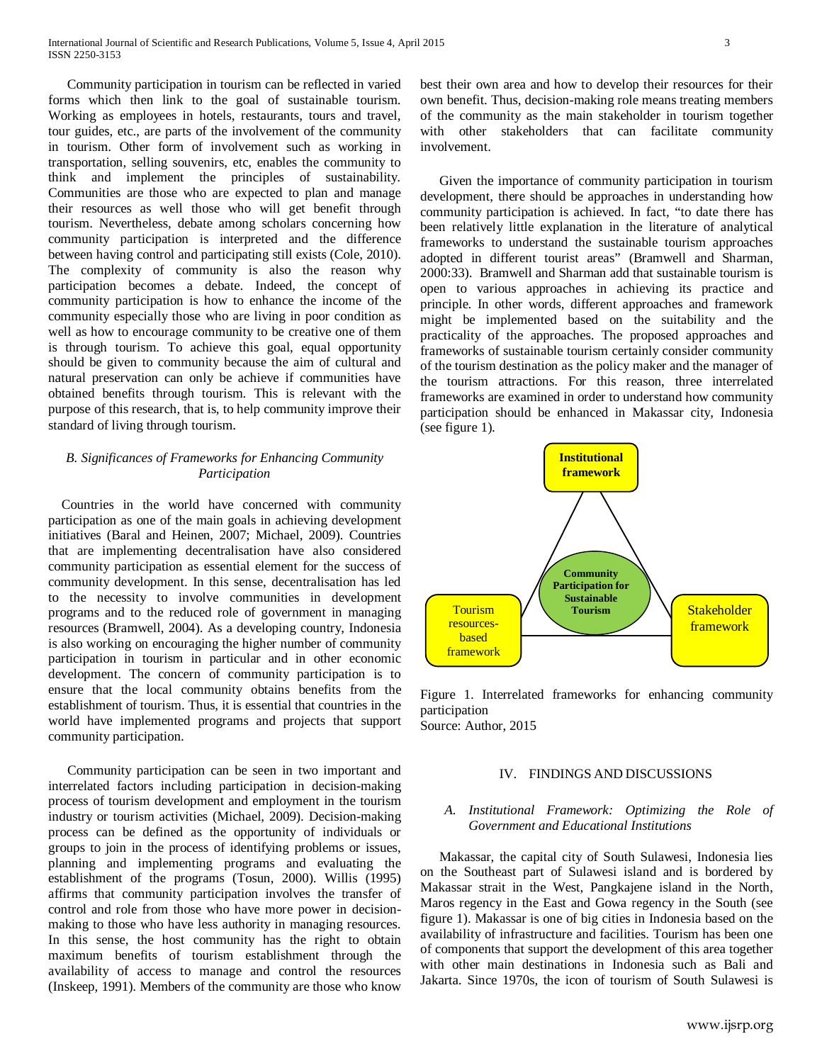Community participation in tourism can be reflected in varied forms which then link to the goal of sustainable tourism. Working as employees in hotels, restaurants, tours and travel, tour guides, etc., are parts of the involvement of the community in tourism. Other form of involvement such as working in transportation, selling souvenirs, etc, enables the community to think and implement the principles of sustainability. Communities are those who are expected to plan and manage their resources as well those who will get benefit through tourism. Nevertheless, debate among scholars concerning how community participation is interpreted and the difference between having control and participating still exists (Cole, 2010). The complexity of community is also the reason why participation becomes a debate. Indeed, the concept of community participation is how to enhance the income of the community especially those who are living in poor condition as well as how to encourage community to be creative one of them is through tourism. To achieve this goal, equal opportunity should be given to community because the aim of cultural and natural preservation can only be achieve if communities have obtained benefits through tourism. This is relevant with the purpose of this research, that is, to help community improve their standard of living through tourism.

### *B. Significances of Frameworks for Enhancing Community Participation*

Countries in the world have concerned with community participation as one of the main goals in achieving development initiatives (Baral and Heinen, 2007; Michael, 2009). Countries that are implementing decentralisation have also considered community participation as essential element for the success of community development. In this sense, decentralisation has led to the necessity to involve communities in development programs and to the reduced role of government in managing resources (Bramwell, 2004). As a developing country, Indonesia is also working on encouraging the higher number of community participation in tourism in particular and in other economic development. The concern of community participation is to ensure that the local community obtains benefits from the establishment of tourism. Thus, it is essential that countries in the world have implemented programs and projects that support community participation.

Community participation can be seen in two important and interrelated factors including participation in decision-making process of tourism development and employment in the tourism industry or tourism activities (Michael, 2009). Decision-making process can be defined as the opportunity of individuals or groups to join in the process of identifying problems or issues, planning and implementing programs and evaluating the establishment of the programs (Tosun, 2000). Willis (1995) affirms that community participation involves the transfer of control and role from those who have more power in decision-making to those who have less authority in managing resources. In this sense, the host community has the right to obtain maximum benefits of tourism establishment through the availability of access to manage and control the resources (Inskeep, 1991). Members of the community are those who know best their own area and how to develop their resources for their own benefit. Thus, decision-making role means treating members of the community as the main stakeholder in tourism together with other stakeholders that can facilitate community involvement.

Given the importance of community participation in tourism development, there should be approaches in understanding how community participation is achieved. In fact, "to date there has been relatively little explanation in the literature of analytical frameworks to understand the sustainable tourism approaches adopted in different tourist areas" (Bramwell and Sharman, 2000:33). Bramwell and Sharman add that sustainable tourism is open to various approaches in achieving its practice and principle. In other words, different approaches and framework might be implemented based on the suitability and the practicality of the approaches. The proposed approaches and frameworks of sustainable tourism certainly consider community of the tourism destination as the policy maker and the manager of the tourism attractions. For this reason, three interrelated frameworks are examined in order to understand how community participation should be enhanced in Makassar city, Indonesia (see figure 1).

Institutional framework

Community Participation for Sustainable Tourism

Tourism resources-based framework

Stakeholder framework

Figure 1. Interrelated frameworks for enhancing community participation
Source: Author, 2015

## IV. FINDINGS AND DISCUSSIONS

### *A. Institutional Framework: Optimizing the Role of Government and Educational Institutions*

Makassar, the capital city of South Sulawesi, Indonesia lies on the Southeast part of Sulawesi island and is bordered by Makassar strait in the West, Pangkajene island in the North, Maros regency in the East and Gowa regency in the South (see figure 1). Makassar is one of big cities in Indonesia based on the availability of infrastructure and facilities. Tourism has been one of components that support the development of this area together with other main destinations in Indonesia such as Bali and Jakarta. Since 1970s, the icon of tourism of South Sulawesi is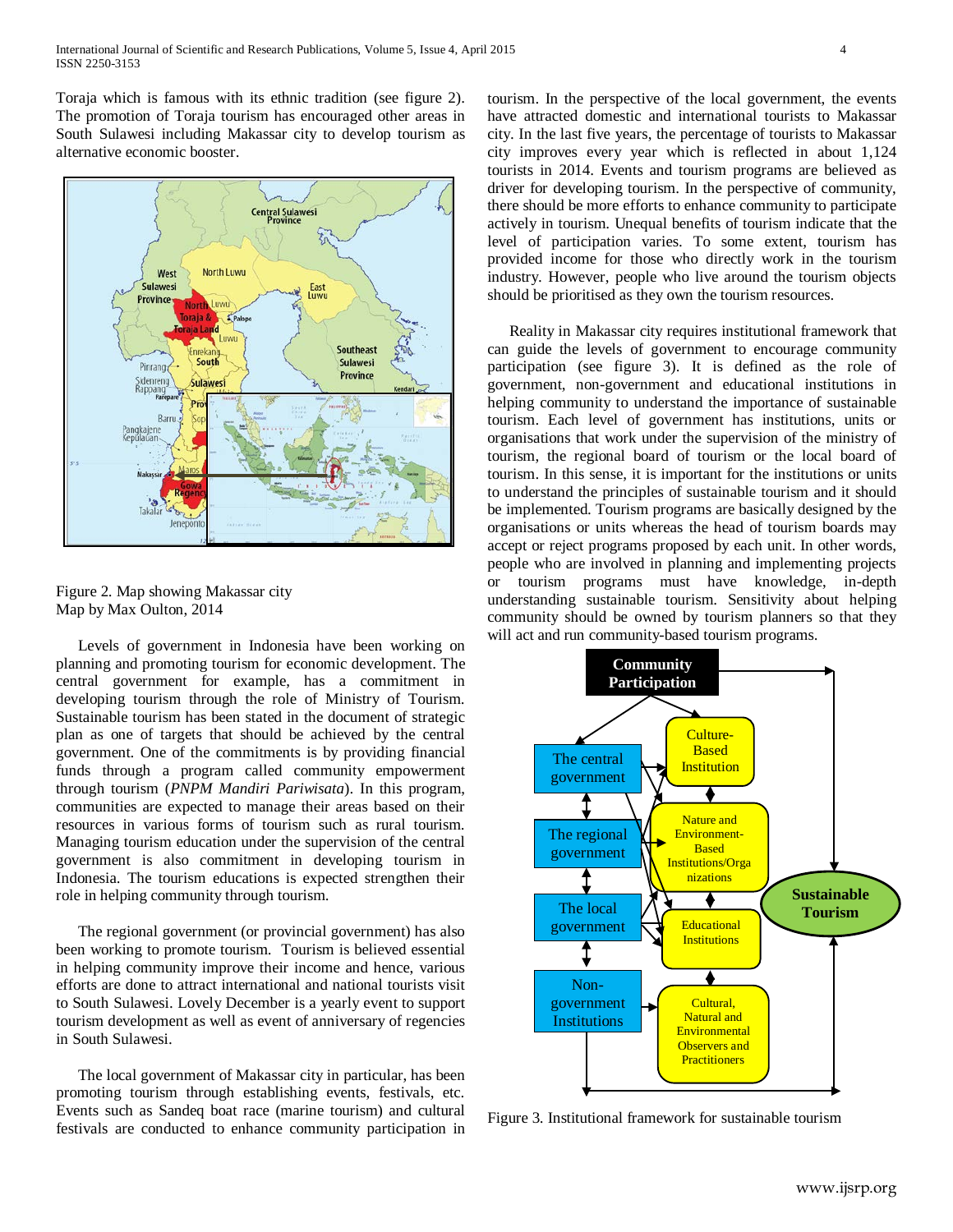Toraja which is famous with its ethnic tradition (see figure 2). The promotion of Toraja tourism has encouraged other areas in South Sulawesi including Makassar city to develop tourism as alternative economic booster.

Figure 2. Map showing Makassar city
Map by Max Oulton, 2014

Levels of government in Indonesia have been working on planning and promoting tourism for economic development. The central government for example, has a commitment in developing tourism through the role of Ministry of Tourism. Sustainable tourism has been stated in the document of strategic plan as one of targets that should be achieved by the central government. One of the commitments is by providing financial funds through a program called community empowerment through tourism (*PNPM Mandiri Pariwisata*). In this program, communities are expected to manage their areas based on their resources in various forms of tourism such as rural tourism. Managing tourism education under the supervision of the central government is also commitment in developing tourism in Indonesia. The tourism educations is expected strengthen their role in helping community through tourism.

The regional government (or provincial government) has also been working to promote tourism. Tourism is believed essential in helping community improve their income and hence, various efforts are done to attract international and national tourists visit to South Sulawesi. Lovely December is a yearly event to support tourism development as well as event of anniversary of regencies in South Sulawesi.

The local government of Makassar city in particular, has been promoting tourism through establishing events, festivals, etc. Events such as Sandeq boat race (marine tourism) and cultural festivals are conducted to enhance community participation in tourism. In the perspective of the local government, the events have attracted domestic and international tourists to Makassar city. In the last five years, the percentage of tourists to Makassar city improves every year which is reflected in about 1,124 tourists in 2014. Events and tourism programs are believed as driver for developing tourism. In the perspective of community, there should be more efforts to enhance community to participate actively in tourism. Unequal benefits of tourism indicate that the level of participation varies. To some extent, tourism has provided income for those who directly work in the tourism industry. However, people who live around the tourism objects should be prioritised as they own the tourism resources.

Reality in Makassar city requires institutional framework that can guide the levels of government to encourage community participation (see figure 3). It is defined as the role of government, non-government and educational institutions in helping community to understand the importance of sustainable tourism. Each level of government has institutions, units or organisations that work under the supervision of the ministry of tourism, the regional board of tourism or the local board of tourism. In this sense, it is important for the institutions or units to understand the principles of sustainable tourism and it should be implemented. Tourism programs are basically designed by the organisations or units whereas the head of tourism boards may accept or reject programs proposed by each unit. In other words, people who are involved in planning and implementing projects or tourism programs must have knowledge, in-depth understanding sustainable tourism. Sensitivity about helping community should be owned by tourism planners so that they will act and run community-based tourism programs.

Community Participation
The central government
The regional government
The local government
Non-government Institutions
Culture-Based Institution
Nature and Environment-Based Institutions/Organizations
Educational Institutions
Cultural, Natural and Environmental Observers and Practitioners
Sustainable Tourism

Figure 3. Institutional framework for sustainable tourism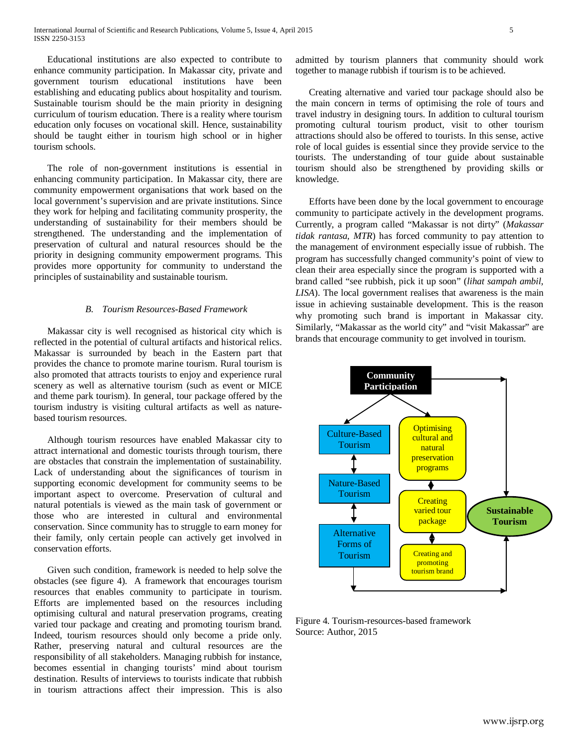Educational institutions are also expected to contribute to enhance community participation. In Makassar city, private and government tourism educational institutions have been establishing and educating publics about hospitality and tourism. Sustainable tourism should be the main priority in designing curriculum of tourism education. There is a reality where tourism education only focuses on vocational skill. Hence, sustainability should be taught either in tourism high school or in higher tourism schools.

The role of non-government institutions is essential in enhancing community participation. In Makassar city, there are community empowerment organisations that work based on the local government's supervision and are private institutions. Since they work for helping and facilitating community prosperity, the understanding of sustainability for their members should be strengthened. The understanding and the implementation of preservation of cultural and natural resources should be the priority in designing community empowerment programs. This provides more opportunity for community to understand the principles of sustainability and sustainable tourism.

### *B. Tourism Resources-Based Framework*

Makassar city is well recognised as historical city which is reflected in the potential of cultural artifacts and historical relics. Makassar is surrounded by beach in the Eastern part that provides the chance to promote marine tourism. Rural tourism is also promoted that attracts tourists to enjoy and experience rural scenery as well as alternative tourism (such as event or MICE and theme park tourism). In general, tour package offered by the tourism industry is visiting cultural artifacts as well as nature-based tourism resources.

Although tourism resources have enabled Makassar city to attract international and domestic tourists through tourism, there are obstacles that constrain the implementation of sustainability. Lack of understanding about the significances of tourism in supporting economic development for community seems to be important aspect to overcome. Preservation of cultural and natural potentials is viewed as the main task of government or those who are interested in cultural and environmental conservation. Since community has to struggle to earn money for their family, only certain people can actively get involved in conservation efforts.

Given such condition, framework is needed to help solve the obstacles (see figure 4). A framework that encourages tourism resources that enables community to participate in tourism. Efforts are implemented based on the resources including optimising cultural and natural preservation programs, creating varied tour package and creating and promoting tourism brand. Indeed, tourism resources should only become a pride only. Rather, preserving natural and cultural resources are the responsibility of all stakeholders. Managing rubbish for instance, becomes essential in changing tourists' mind about tourism destination. Results of interviews to tourists indicate that rubbish in tourism attractions affect their impression. This is also admitted by tourism planners that community should work together to manage rubbish if tourism is to be achieved.

Creating alternative and varied tour package should also be the main concern in terms of optimising the role of tours and travel industry in designing tours. In addition to cultural tourism promoting cultural tourism product, visit to other tourism attractions should also be offered to tourists. In this sense, active role of local guides is essential since they provide service to the tourists. The understanding of tour guide about sustainable tourism should also be strengthened by providing skills or knowledge.

Efforts have been done by the local government to encourage community to participate actively in the development programs. Currently, a program called "Makassar is not dirty" (*Makassar tidak rantasa, MTR*) has forced community to pay attention to the management of environment especially issue of rubbish. The program has successfully changed community's point of view to clean their area especially since the program is supported with a brand called "see rubbish, pick it up soon" (*lihat sampah ambil, LISA*). The local government realises that awareness is the main issue in achieving sustainable development. This is the reason why promoting such brand is important in Makassar city. Similarly, "Makassar as the world city" and "visit Makassar" are brands that encourage community to get involved in tourism.

Community Participation
Culture-Based Tourism
Nature-Based Tourism
Alternative Forms of Tourism
Optimising cultural and natural preservation programs
Creating varied tour package
Creating and promoting tourism brand
Sustainable Tourism

Figure 4. Tourism-resources-based framework
Source: Author, 2015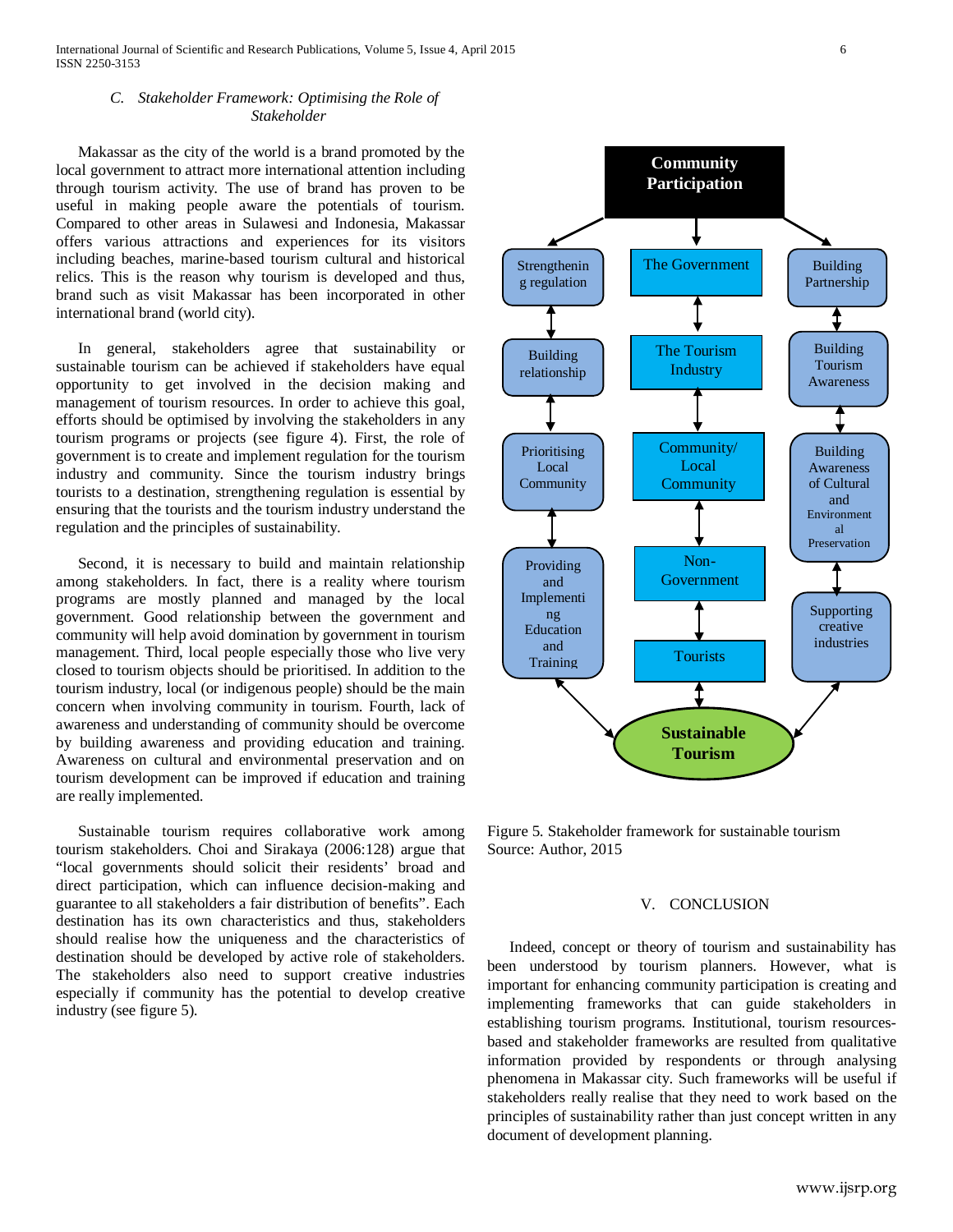### C. *Stakeholder Framework: Optimising the Role of Stakeholder*

Makassar as the city of the world is a brand promoted by the local government to attract more international attention including through tourism activity. The use of brand has proven to be useful in making people aware the potentials of tourism. Compared to other areas in Sulawesi and Indonesia, Makassar offers various attractions and experiences for its visitors including beaches, marine-based tourism cultural and historical relics. This is the reason why tourism is developed and thus, brand such as visit Makassar has been incorporated in other international brand (world city).

In general, stakeholders agree that sustainability or sustainable tourism can be achieved if stakeholders have equal opportunity to get involved in the decision making and management of tourism resources. In order to achieve this goal, efforts should be optimised by involving the stakeholders in any tourism programs or projects (see figure 4). First, the role of government is to create and implement regulation for the tourism industry and community. Since the tourism industry brings tourists to a destination, strengthening regulation is essential by ensuring that the tourists and the tourism industry understand the regulation and the principles of sustainability.

Second, it is necessary to build and maintain relationship among stakeholders. In fact, there is a reality where tourism programs are mostly planned and managed by the local government. Good relationship between the government and community will help avoid domination by government in tourism management. Third, local people especially those who live very closed to tourism objects should be prioritised. In addition to the tourism industry, local (or indigenous people) should be the main concern when involving community in tourism. Fourth, lack of awareness and understanding of community should be overcome by building awareness and providing education and training. Awareness on cultural and environmental preservation and on tourism development can be improved if education and training are really implemented.

Sustainable tourism requires collaborative work among tourism stakeholders. Choi and Sirakaya (2006:128) argue that "local governments should solicit their residents' broad and direct participation, which can influence decision-making and guarantee to all stakeholders a fair distribution of benefits". Each destination has its own characteristics and thus, stakeholders should realise how the uniqueness and the characteristics of destination should be developed by active role of stakeholders. The stakeholders also need to support creative industries especially if community has the potential to develop creative industry (see figure 5).

Community Participation

Strengthening regulation

Building relationship

Prioritising Local Community

Providing and Implementing Education and Training

The Government

The Tourism Industry

Community/ Local Community

Non-Government

Tourists

Building Partnership

Building Tourism Awareness

Building Awareness of Cultural and Environmental Preservation

Supporting creative industries

Sustainable Tourism

Figure 5. Stakeholder framework for sustainable tourism
Source: Author, 2015

## V. CONCLUSION

Indeed, concept or theory of tourism and sustainability has been understood by tourism planners. However, what is important for enhancing community participation is creating and implementing frameworks that can guide stakeholders in establishing tourism programs. Institutional, tourism resources-based and stakeholder frameworks are resulted from qualitative information provided by respondents or through analysing phenomena in Makassar city. Such frameworks will be useful if stakeholders really realise that they need to work based on the principles of sustainability rather than just concept written in any document of development planning.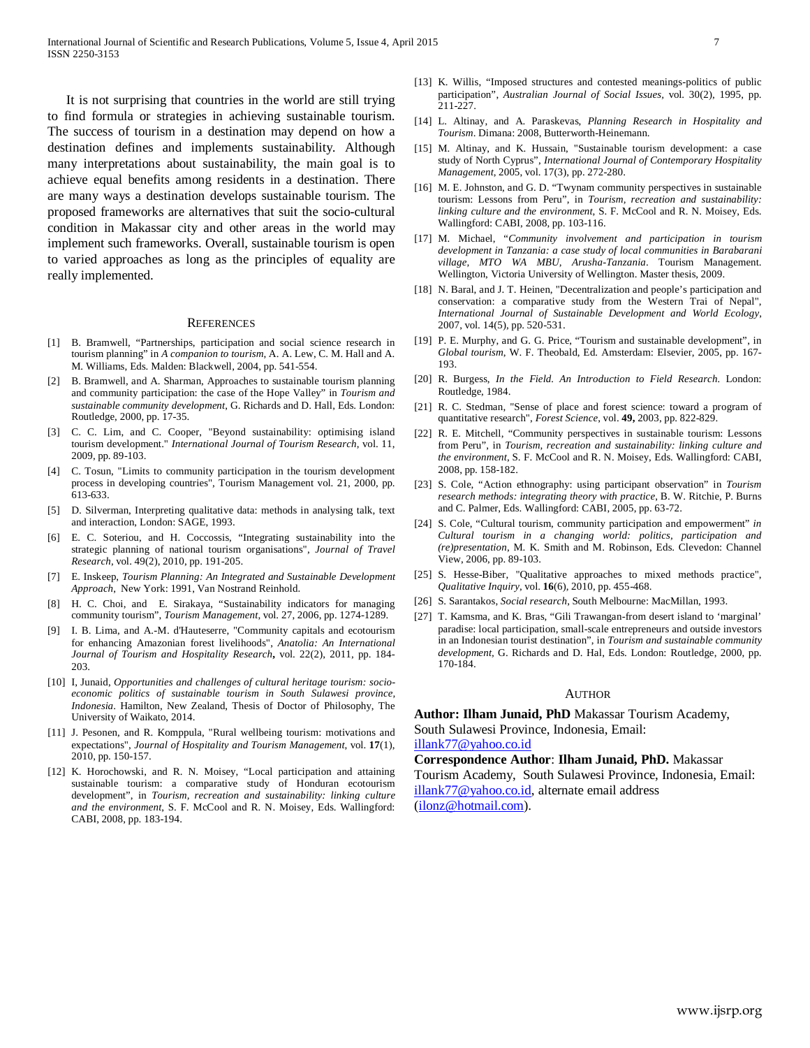It is not surprising that countries in the world are still trying to find formula or strategies in achieving sustainable tourism. The success of tourism in a destination may depend on how a destination defines and implements sustainability. Although many interpretations about sustainability, the main goal is to achieve equal benefits among residents in a destination. There are many ways a destination develops sustainable tourism. The proposed frameworks are alternatives that suit the socio-cultural condition in Makassar city and other areas in the world may implement such frameworks. Overall, sustainable tourism is open to varied approaches as long as the principles of equality are really implemented.

## REFERENCES

[1] B. Bramwell, "Partnerships, participation and social science research in tourism planning" in *A companion to tourism*, A. A. Lew, C. M. Hall and A. M. Williams, Eds. Malden: Blackwell, 2004, pp. 541-554.

[2] B. Bramwell, and A. Sharman, Approaches to sustainable tourism planning and community participation: the case of the Hope Valley" in *Tourism and sustainable community development*, G. Richards and D. Hall, Eds. London: Routledge, 2000, pp. 17-35.

[3] C. C. Lim, and C. Cooper, "Beyond sustainability: optimising island tourism development." *International Journal of Tourism Research*, vol. 11, 2009, pp. 89-103.

[4] C. Tosun, "Limits to community participation in the tourism development process in developing countries", Tourism Management vol. 21, 2000, pp. 613-633.

[5] D. Silverman, Interpreting qualitative data: methods in analysing talk, text and interaction, London: SAGE, 1993.

[6] E. C. Soteriou, and H. Coccossis, "Integrating sustainability into the strategic planning of national tourism organisations", *Journal of Travel Research*, vol. 49(2), 2010, pp. 191-205.

[7] E. Inskeep, *Tourism Planning: An Integrated and Sustainable Development Approach*, New York: 1991, Van Nostrand Reinhold.

[8] H. C. Choi, and E. Sirakaya, "Sustainability indicators for managing community tourism", *Tourism Management*, vol. 27, 2006, pp. 1274-1289.

[9] I. B. Lima, and A.-M. d'Hauteserre, "Community capitals and ecotourism for enhancing Amazonian forest livelihoods", *Anatolia: An International Journal of Tourism and Hospitality Research*, vol. 22(2), 2011, pp. 184-203.

[10] I, Junaid, *Opportunities and challenges of cultural heritage tourism: socio-economic politics of sustainable tourism in South Sulawesi province, Indonesia*. Hamilton, New Zealand, Thesis of Doctor of Philosophy, The University of Waikato, 2014.

[11] J. Pesonen, and R. Komppula, "Rural wellbeing tourism: motivations and expectations", *Journal of Hospitality and Tourism Management*, vol. **17**(1), 2010, pp. 150-157.

[12] K. Horochowski, and R. N. Moisey, "Local participation and attaining sustainable tourism: a comparative study of Honduran ecotourism development", in *Tourism, recreation and sustainability: linking culture and the environment*, S. F. McCool and R. N. Moisey, Eds. Wallingford: CABI, 2008, pp. 183-194.

[13] K. Willis, "Imposed structures and contested meanings-politics of public participation", *Australian Journal of Social Issues*, vol. 30(2), 1995, pp. 211-227.

[14] L. Altinay, and A. Paraskevas, *Planning Research in Hospitality and Tourism*. Dimana: 2008, Butterworth-Heinemann.

[15] M. Altinay, and K. Hussain, "Sustainable tourism development: a case study of North Cyprus", *International Journal of Contemporary Hospitality Management*, 2005, vol. 17(3), pp. 272-280.

[16] M. E. Johnston, and G. D. "Twynam community perspectives in sustainable tourism: Lessons from Peru", in *Tourism, recreation and sustainability: linking culture and the environment*, S. F. McCool and R. N. Moisey, Eds. Wallingford: CABI, 2008, pp. 103-116.

[17] M. Michael, "*Community involvement and participation in tourism development in Tanzania: a case study of local communities in Barabarani village, MTO WA MBU, Arusha-Tanzania*. Tourism Management. Wellington, Victoria University of Wellington. Master thesis, 2009.

[18] N. Baral, and J. T. Heinen, "Decentralization and people's participation and conservation: a comparative study from the Western Trai of Nepal", *International Journal of Sustainable Development and World Ecology*, 2007, vol. 14(5), pp. 520-531.

[19] P. E. Murphy, and G. G. Price, "Tourism and sustainable development", in *Global tourism*, W. F. Theobald, Ed. Amsterdam: Elsevier, 2005, pp. 167-193.

[20] R. Burgess, *In the Field. An Introduction to Field Research*. London: Routledge, 1984.

[21] R. C. Stedman, "Sense of place and forest science: toward a program of quantitative research", *Forest Science*, vol. **49,** 2003, pp. 822-829.

[22] R. E. Mitchell, "Community perspectives in sustainable tourism: Lessons from Peru", in *Tourism, recreation and sustainability: linking culture and the environment*, S. F. McCool and R. N. Moisey, Eds. Wallingford: CABI, 2008, pp. 158-182.

[23] S. Cole, "Action ethnography: using participant observation" in *Tourism research methods: integrating theory with practice*, B. W. Ritchie, P. Burns and C. Palmer, Eds. Wallingford: CABI, 2005, pp. 63-72.

[24] S. Cole, "Cultural tourism, community participation and empowerment" *in Cultural tourism in a changing world: politics, participation and (re)presentation*, M. K. Smith and M. Robinson, Eds. Clevedon: Channel View, 2006, pp. 89-103.

[25] S. Hesse-Biber, "Qualitative approaches to mixed methods practice", *Qualitative Inquiry*, vol. **16**(6), 2010, pp. 455-468.

[26] S. Sarantakos, *Social research*, South Melbourne: MacMillan, 1993.

[27] T. Kamsma, and K. Bras, "Gili Trawangan-from desert island to 'marginal' paradise: local participation, small-scale entrepreneurs and outside investors in an Indonesian tourist destination", in *Tourism and sustainable community development*, G. Richards and D. Hal, Eds. London: Routledge, 2000, pp. 170-184.

## AUTHOR

**Author: Ilham Junaid, PhD** Makassar Tourism Academy, South Sulawesi Province, Indonesia, Email: illank77@yahoo.co.id

**Correspondence Author**: **Ilham Junaid, PhD.** Makassar Tourism Academy, South Sulawesi Province, Indonesia, Email: illank77@yahoo.co.id, alternate email address (ilonz@hotmail.com).